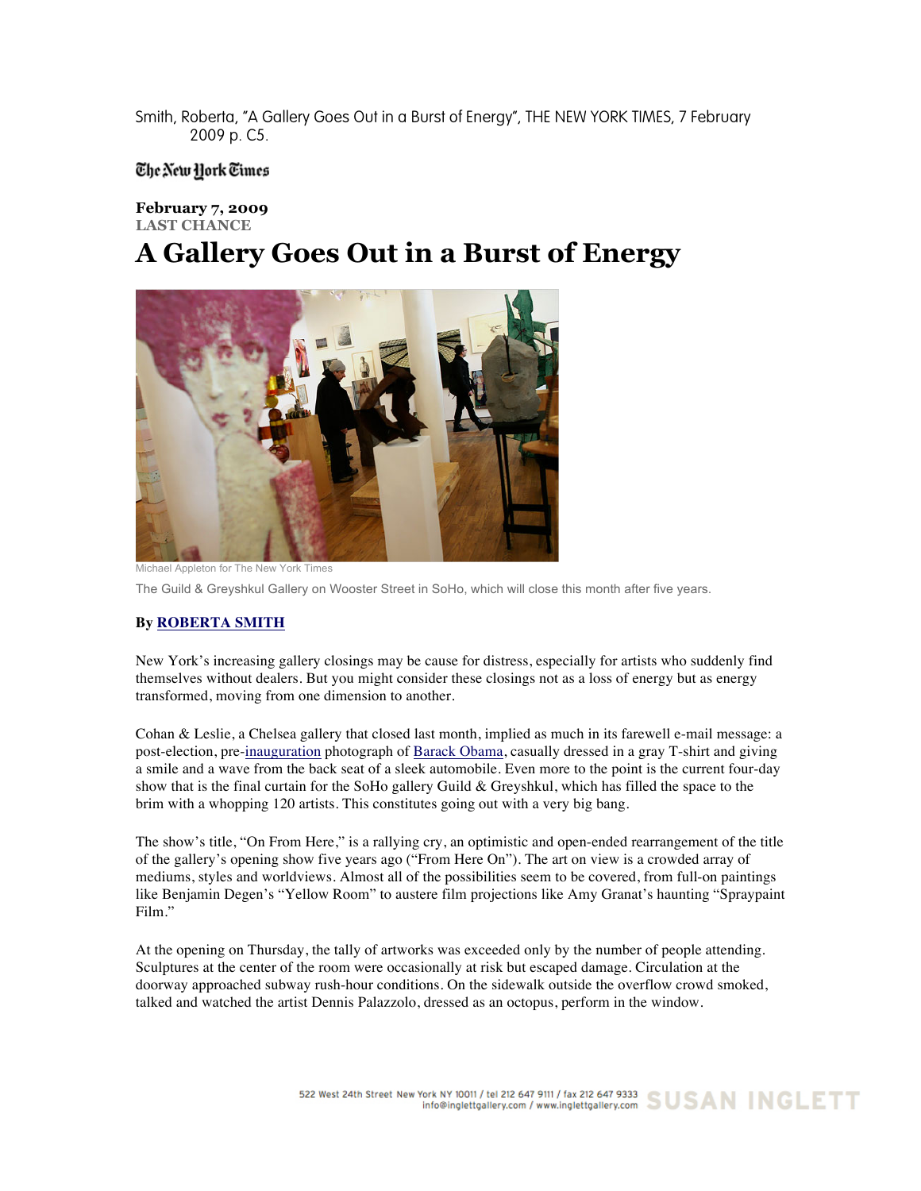Smith, Roberta, "A Gallery Goes Out in a Burst of Energy", THE NEW YORK TIMES, 7 February 2009 p. C5.

The New York Times

**February 7, 2009**
**LAST CHANCE**

# A Gallery Goes Out in a Burst of Energy

Michael Appleton for The New York Times

The Guild & Greyshkul Gallery on Wooster Street in SoHo, which will close this month after five years.

**By ROBERTA SMITH**

New York's increasing gallery closings may be cause for distress, especially for artists who suddenly find themselves without dealers. But you might consider these closings not as a loss of energy but as energy transformed, moving from one dimension to another.

Cohan & Leslie, a Chelsea gallery that closed last month, implied as much in its farewell e-mail message: a post-election, pre-inauguration photograph of Barack Obama, casually dressed in a gray T-shirt and giving a smile and a wave from the back seat of a sleek automobile. Even more to the point is the current four-day show that is the final curtain for the SoHo gallery Guild & Greyshkul, which has filled the space to the brim with a whopping 120 artists. This constitutes going out with a very big bang.

The show's title, "On From Here," is a rallying cry, an optimistic and open-ended rearrangement of the title of the gallery's opening show five years ago ("From Here On"). The art on view is a crowded array of mediums, styles and worldviews. Almost all of the possibilities seem to be covered, from full-on paintings like Benjamin Degen's "Yellow Room" to austere film projections like Amy Granat's haunting "Spraypaint Film."

At the opening on Thursday, the tally of artworks was exceeded only by the number of people attending. Sculptures at the center of the room were occasionally at risk but escaped damage. Circulation at the doorway approached subway rush-hour conditions. On the sidewalk outside the overflow crowd smoked, talked and watched the artist Dennis Palazzolo, dressed as an octopus, perform in the window.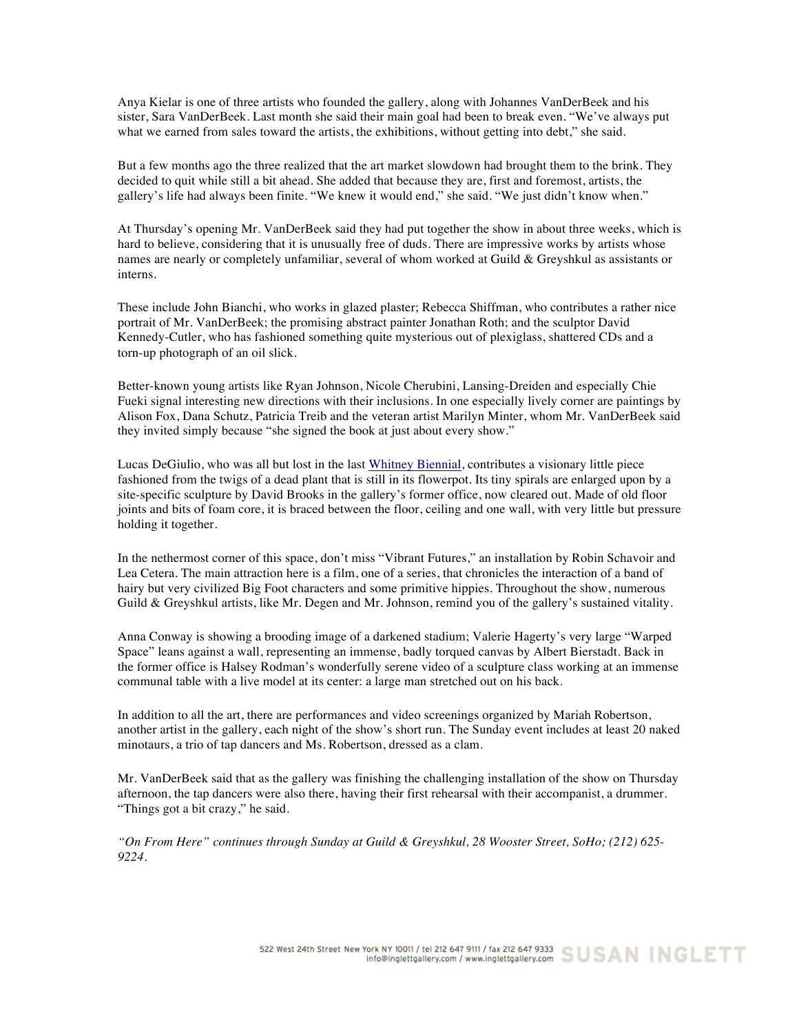Anya Kielar is one of three artists who founded the gallery, along with Johannes VanDerBeek and his sister, Sara VanDerBeek. Last month she said their main goal had been to break even. "We've always put what we earned from sales toward the artists, the exhibitions, without getting into debt," she said.

But a few months ago the three realized that the art market slowdown had brought them to the brink. They decided to quit while still a bit ahead. She added that because they are, first and foremost, artists, the gallery's life had always been finite. "We knew it would end," she said. "We just didn't know when."

At Thursday's opening Mr. VanDerBeek said they had put together the show in about three weeks, which is hard to believe, considering that it is unusually free of duds. There are impressive works by artists whose names are nearly or completely unfamiliar, several of whom worked at Guild & Greyshkul as assistants or interns.

These include John Bianchi, who works in glazed plaster; Rebecca Shiffman, who contributes a rather nice portrait of Mr. VanDerBeek; the promising abstract painter Jonathan Roth; and the sculptor David Kennedy-Cutler, who has fashioned something quite mysterious out of plexiglass, shattered CDs and a torn-up photograph of an oil slick.

Better-known young artists like Ryan Johnson, Nicole Cherubini, Lansing-Dreiden and especially Chie Fueki signal interesting new directions with their inclusions. In one especially lively corner are paintings by Alison Fox, Dana Schutz, Patricia Treib and the veteran artist Marilyn Minter, whom Mr. VanDerBeek said they invited simply because "she signed the book at just about every show."

Lucas DeGiulio, who was all but lost in the last Whitney Biennial, contributes a visionary little piece fashioned from the twigs of a dead plant that is still in its flowerpot. Its tiny spirals are enlarged upon by a site-specific sculpture by David Brooks in the gallery's former office, now cleared out. Made of old floor joints and bits of foam core, it is braced between the floor, ceiling and one wall, with very little but pressure holding it together.

In the nethermost corner of this space, don't miss "Vibrant Futures," an installation by Robin Schavoir and Lea Cetera. The main attraction here is a film, one of a series, that chronicles the interaction of a band of hairy but very civilized Big Foot characters and some primitive hippies. Throughout the show, numerous Guild & Greyshkul artists, like Mr. Degen and Mr. Johnson, remind you of the gallery's sustained vitality.

Anna Conway is showing a brooding image of a darkened stadium; Valerie Hagerty's very large "Warped Space" leans against a wall, representing an immense, badly torqued canvas by Albert Bierstadt. Back in the former office is Halsey Rodman's wonderfully serene video of a sculpture class working at an immense communal table with a live model at its center: a large man stretched out on his back.

In addition to all the art, there are performances and video screenings organized by Mariah Robertson, another artist in the gallery, each night of the show's short run. The Sunday event includes at least 20 naked minotaurs, a trio of tap dancers and Ms. Robertson, dressed as a clam.

Mr. VanDerBeek said that as the gallery was finishing the challenging installation of the show on Thursday afternoon, the tap dancers were also there, having their first rehearsal with their accompanist, a drummer. "Things got a bit crazy," he said.

*"On From Here" continues through Sunday at Guild & Greyshkul, 28 Wooster Street, SoHo; (212) 625-9224.*

522 West 24th Street New York NY 10011 / tel 212 647 9111 / fax 212 647 9333
info@inglettgallery.com / www.inglettgallery.com **SUSAN INGLETT**